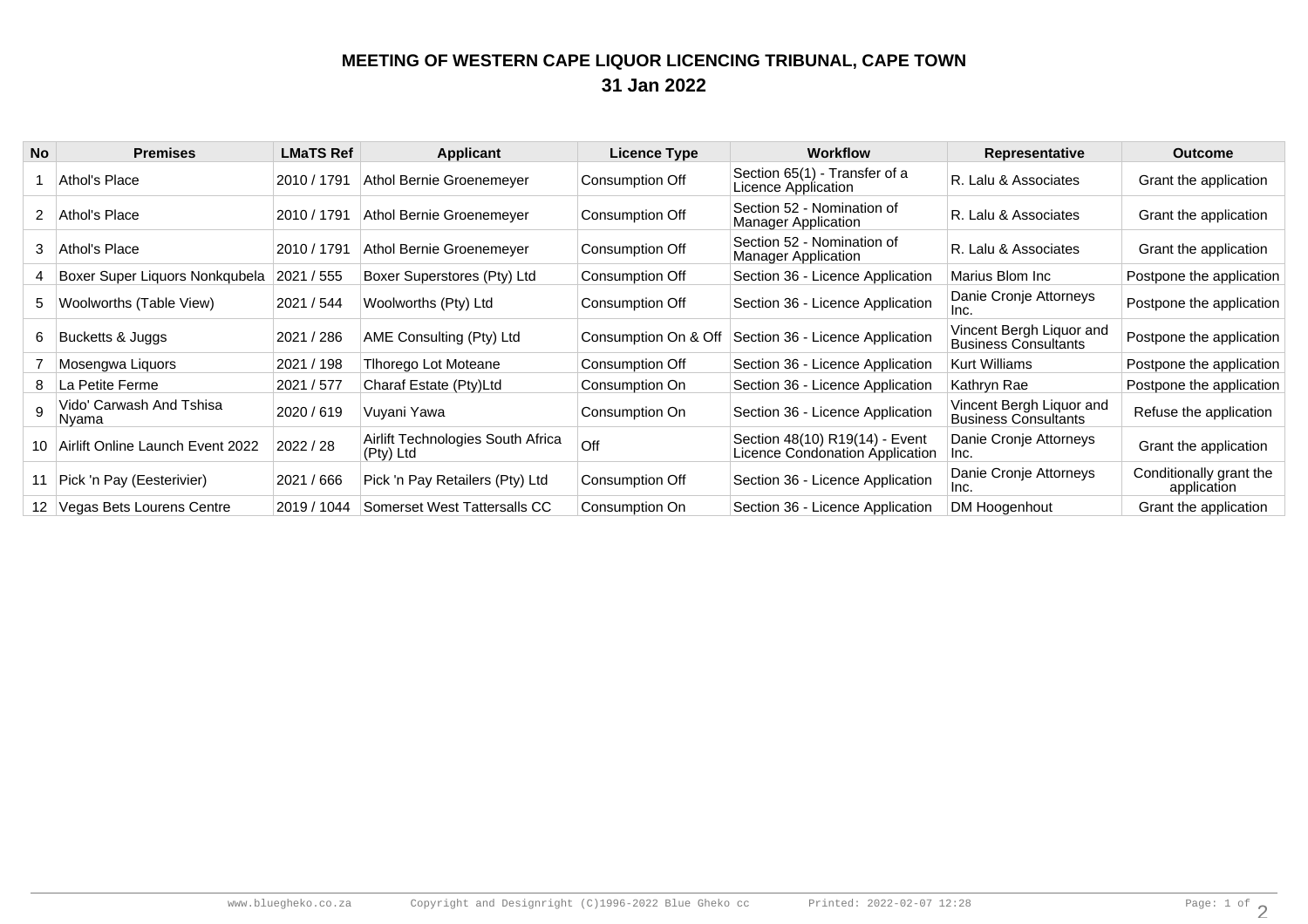# MEETING OF WESTERN CAPE LIQUOR LICENCING TRIBUNAL, CAPE TOWN

## 31 Jan 2022

| No | Premises | LMaTS Ref | Applicant | Licence Type | Workflow | Representative | Outcome |
|---|---|---|---|---|---|---|---|
| 1 | Athol's Place | 2010 / 1791 | Athol Bernie Groenemeyer | Consumption Off | Section 65(1) - Transfer of a Licence Application | R. Lalu & Associates | Grant the application |
| 2 | Athol's Place | 2010 / 1791 | Athol Bernie Groenemeyer | Consumption Off | Section 52 - Nomination of Manager Application | R. Lalu & Associates | Grant the application |
| 3 | Athol's Place | 2010 / 1791 | Athol Bernie Groenemeyer | Consumption Off | Section 52 - Nomination of Manager Application | R. Lalu & Associates | Grant the application |
| 4 | Boxer Super Liquors Nonkqubela | 2021 / 555 | Boxer Superstores (Pty) Ltd | Consumption Off | Section 36 - Licence Application | Marius Blom Inc | Postpone the application |
| 5 | Woolworths (Table View) | 2021 / 544 | Woolworths (Pty) Ltd | Consumption Off | Section 36 - Licence Application | Danie Cronje Attorneys Inc. | Postpone the application |
| 6 | Bucketts & Juggs | 2021 / 286 | AME Consulting (Pty) Ltd | Consumption On & Off | Section 36 - Licence Application | Vincent Bergh Liquor and Business Consultants | Postpone the application |
| 7 | Mosengwa Liquors | 2021 / 198 | Tlhorego Lot Moteane | Consumption Off | Section 36 - Licence Application | Kurt Williams | Postpone the application |
| 8 | La Petite Ferme | 2021 / 577 | Charaf Estate (Pty)Ltd | Consumption On | Section 36 - Licence Application | Kathryn Rae | Postpone the application |
| 9 | Vido' Carwash And Tshisa Nyama | 2020 / 619 | Vuyani Yawa | Consumption On | Section 36 - Licence Application | Vincent Bergh Liquor and Business Consultants | Refuse the application |
| 10 | Airlift Online Launch Event 2022 | 2022 / 28 | Airlift Technologies South Africa (Pty) Ltd | Off | Section 48(10) R19(14) - Event Licence Condonation Application | Danie Cronje Attorneys Inc. | Grant the application |
| 11 | Pick 'n Pay (Eesterivier) | 2021 / 666 | Pick 'n Pay Retailers (Pty) Ltd | Consumption Off | Section 36 - Licence Application | Danie Cronje Attorneys Inc. | Conditionally grant the application |
| 12 | Vegas Bets Lourens Centre | 2019 / 1044 | Somerset West Tattersalls CC | Consumption On | Section 36 - Licence Application | DM Hoogenhout | Grant the application |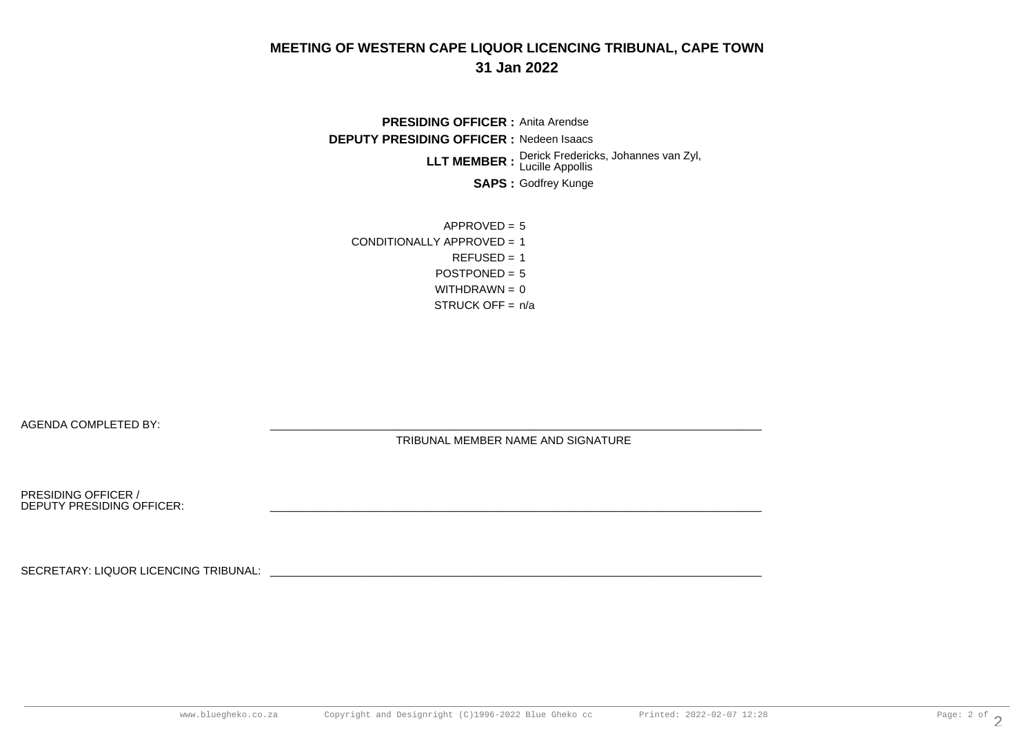# MEETING OF WESTERN CAPE LIQUOR LICENCING TRIBUNAL, CAPE TOWN

## 31 Jan 2022

**PRESIDING OFFICER :** Anita Arendse

**DEPUTY PRESIDING OFFICER :** Nedeen Isaacs

**LLT MEMBER :** Derick Fredericks, Johannes van Zyl, Lucille Appollis

**SAPS :** Godfrey Kunge

APPROVED = 5

CONDITIONALLY APPROVED = 1

REFUSED = 1

POSTPONED = 5

WITHDRAWN = 0

STRUCK OFF = n/a

AGENDA COMPLETED BY: ______________________________

TRIBUNAL MEMBER NAME AND SIGNATURE

PRESIDING OFFICER /
DEPUTY PRESIDING OFFICER: ______________________________

SECRETARY: LIQUOR LICENCING TRIBUNAL: ______________________________

www.bluegheko.co.za Copyright and Designright (C)1996-2022 Blue Gheko cc Printed: 2022-02-07 12:28